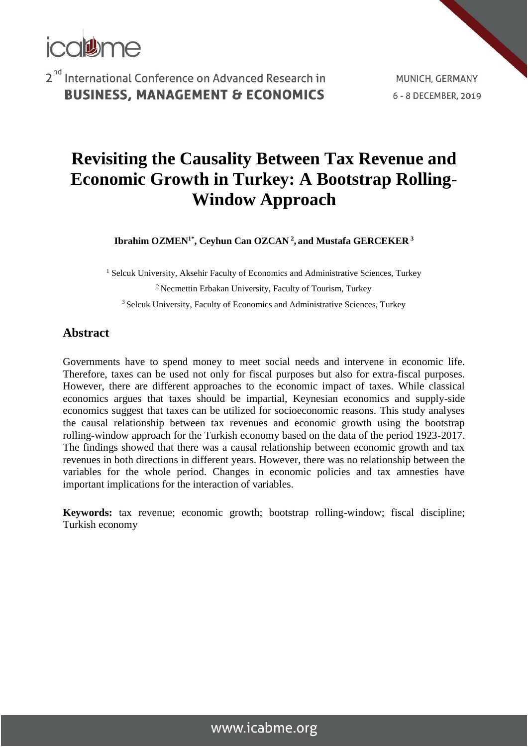# Revisiting the Causality Between Tax Revenue and Economic Growth in Turkey: A Bootstrap Rolling-Window Approach

**Ibrahim OZMEN[1*], Ceyhun Can OZCAN[2], and Mustafa GERCEKER[3]**

[1] Selcuk University, Aksehir Faculty of Economics and Administrative Sciences, Turkey

[2] Necmettin Erbakan University, Faculty of Tourism, Turkey

[3] Selcuk University, Faculty of Economics and Administrative Sciences, Turkey

## Abstract

Governments have to spend money to meet social needs and intervene in economic life. Therefore, taxes can be used not only for fiscal purposes but also for extra-fiscal purposes. However, there are different approaches to the economic impact of taxes. While classical economics argues that taxes should be impartial, Keynesian economics and supply-side economics suggest that taxes can be utilized for socioeconomic reasons. This study analyses the causal relationship between tax revenues and economic growth using the bootstrap rolling-window approach for the Turkish economy based on the data of the period 1923-2017. The findings showed that there was a causal relationship between economic growth and tax revenues in both directions in different years. However, there was no relationship between the variables for the whole period. Changes in economic policies and tax amnesties have important implications for the interaction of variables.

**Keywords:** tax revenue; economic growth; bootstrap rolling-window; fiscal discipline; Turkish economy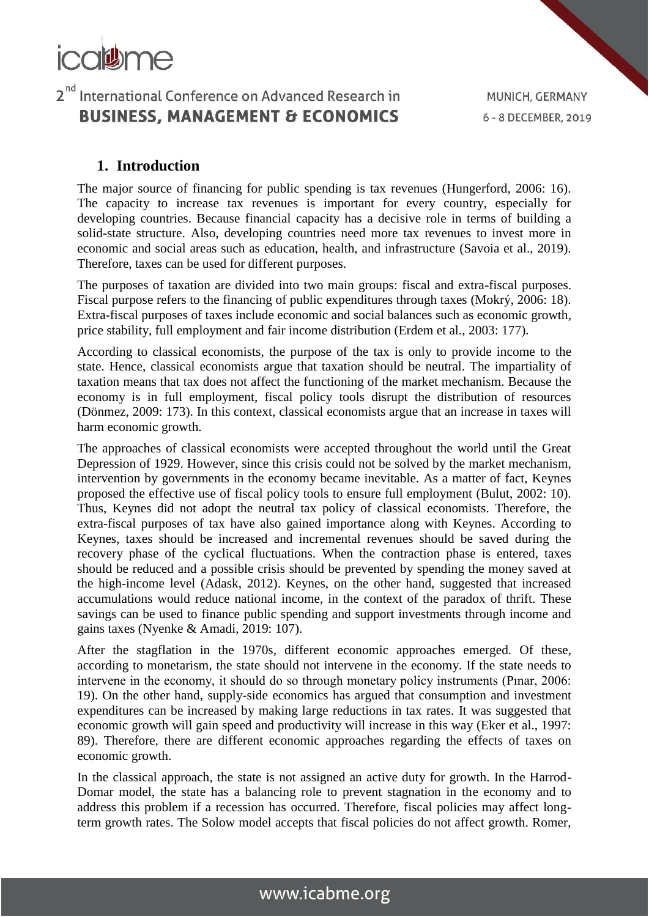## 1. Introduction

The major source of financing for public spending is tax revenues (Hungerford, 2006: 16). The capacity to increase tax revenues is important for every country, especially for developing countries. Because financial capacity has a decisive role in terms of building a solid-state structure. Also, developing countries need more tax revenues to invest more in economic and social areas such as education, health, and infrastructure (Savoia et al., 2019). Therefore, taxes can be used for different purposes.

The purposes of taxation are divided into two main groups: fiscal and extra-fiscal purposes. Fiscal purpose refers to the financing of public expenditures through taxes (Mokrý, 2006: 18). Extra-fiscal purposes of taxes include economic and social balances such as economic growth, price stability, full employment and fair income distribution (Erdem et al., 2003: 177).

According to classical economists, the purpose of the tax is only to provide income to the state. Hence, classical economists argue that taxation should be neutral. The impartiality of taxation means that tax does not affect the functioning of the market mechanism. Because the economy is in full employment, fiscal policy tools disrupt the distribution of resources (Dönmez, 2009: 173). In this context, classical economists argue that an increase in taxes will harm economic growth.

The approaches of classical economists were accepted throughout the world until the Great Depression of 1929. However, since this crisis could not be solved by the market mechanism, intervention by governments in the economy became inevitable. As a matter of fact, Keynes proposed the effective use of fiscal policy tools to ensure full employment (Bulut, 2002: 10). Thus, Keynes did not adopt the neutral tax policy of classical economists. Therefore, the extra-fiscal purposes of tax have also gained importance along with Keynes. According to Keynes, taxes should be increased and incremental revenues should be saved during the recovery phase of the cyclical fluctuations. When the contraction phase is entered, taxes should be reduced and a possible crisis should be prevented by spending the money saved at the high-income level (Adask, 2012). Keynes, on the other hand, suggested that increased accumulations would reduce national income, in the context of the paradox of thrift. These savings can be used to finance public spending and support investments through income and gains taxes (Nyenke & Amadi, 2019: 107).

After the stagflation in the 1970s, different economic approaches emerged. Of these, according to monetarism, the state should not intervene in the economy. If the state needs to intervene in the economy, it should do so through monetary policy instruments (Pınar, 2006: 19). On the other hand, supply-side economics has argued that consumption and investment expenditures can be increased by making large reductions in tax rates. It was suggested that economic growth will gain speed and productivity will increase in this way (Eker et al., 1997: 89). Therefore, there are different economic approaches regarding the effects of taxes on economic growth.

In the classical approach, the state is not assigned an active duty for growth. In the Harrod-Domar model, the state has a balancing role to prevent stagnation in the economy and to address this problem if a recession has occurred. Therefore, fiscal policies may affect long-term growth rates. The Solow model accepts that fiscal policies do not affect growth. Romer,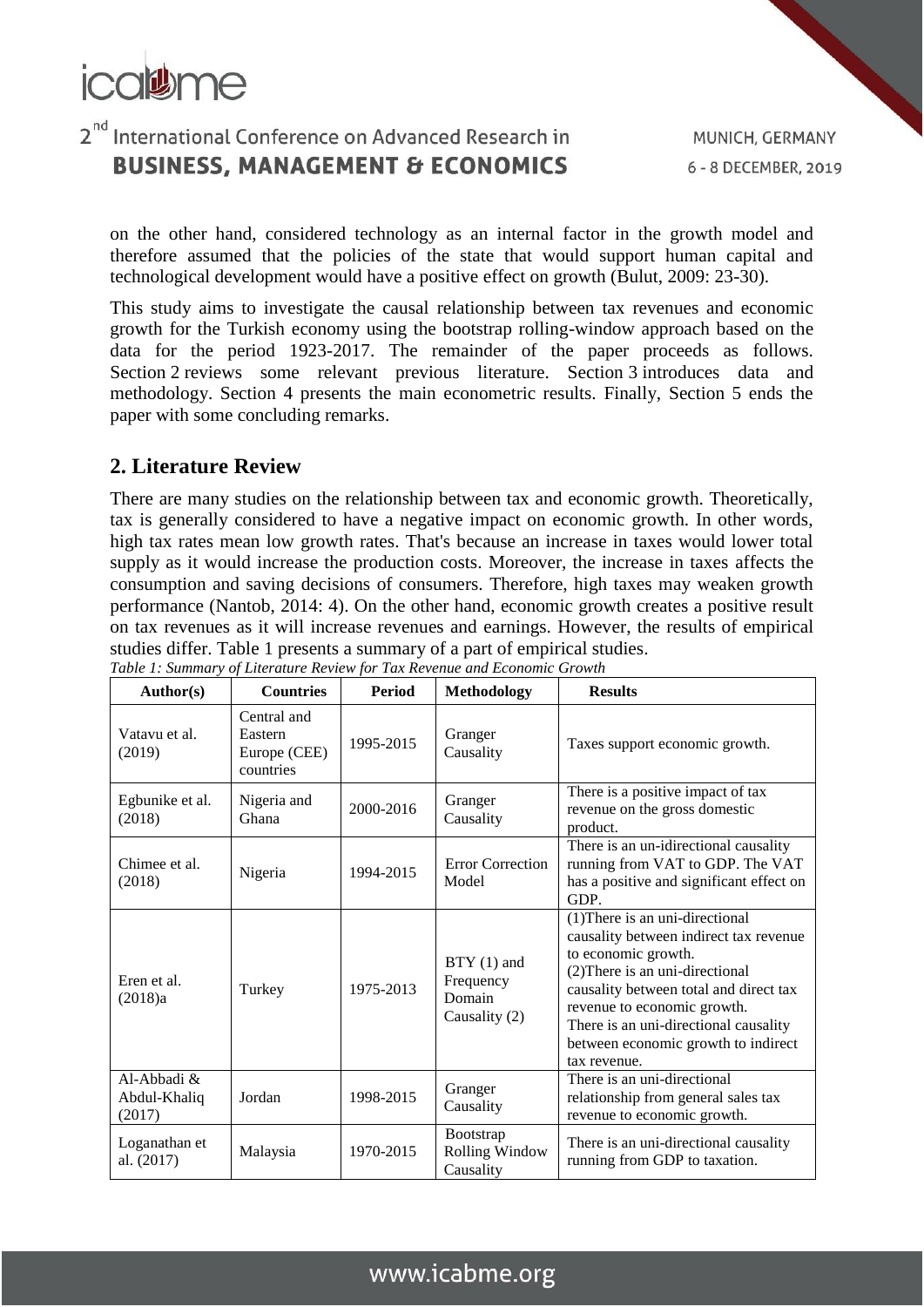on the other hand, considered technology as an internal factor in the growth model and therefore assumed that the policies of the state that would support human capital and technological development would have a positive effect on growth (Bulut, 2009: 23-30).

This study aims to investigate the causal relationship between tax revenues and economic growth for the Turkish economy using the bootstrap rolling-window approach based on the data for the period 1923-2017. The remainder of the paper proceeds as follows. Section 2 reviews some relevant previous literature. Section 3 introduces data and methodology. Section 4 presents the main econometric results. Finally, Section 5 ends the paper with some concluding remarks.

## 2. Literature Review

There are many studies on the relationship between tax and economic growth. Theoretically, tax is generally considered to have a negative impact on economic growth. In other words, high tax rates mean low growth rates. That's because an increase in taxes would lower total supply as it would increase the production costs. Moreover, the increase in taxes affects the consumption and saving decisions of consumers. Therefore, high taxes may weaken growth performance (Nantob, 2014: 4). On the other hand, economic growth creates a positive result on tax revenues as it will increase revenues and earnings. However, the results of empirical studies differ. Table 1 presents a summary of a part of empirical studies.

*Table 1: Summary of Literature Review for Tax Revenue and Economic Growth*

| Author(s) | Countries | Period | Methodology | Results |
|---|---|---|---|---|
| Vatavu et al. (2019) | Central and Eastern Europe (CEE) countries | 1995-2015 | Granger Causality | Taxes support economic growth. |
| Egbunike et al. (2018) | Nigeria and Ghana | 2000-2016 | Granger Causality | There is a positive impact of tax revenue on the gross domestic product. |
| Chimee et al. (2018) | Nigeria | 1994-2015 | Error Correction Model | There is an un-idirectional causality running from VAT to GDP. The VAT has a positive and significant effect on GDP. |
| Eren et al. (2018)a | Turkey | 1975-2013 | BTY (1) and Frequency Domain Causality (2) | (1)There is an uni-directional causality between indirect tax revenue to economic growth. (2)There is an uni-directional causality between total and direct tax revenue to economic growth. There is an uni-directional causality between economic growth to indirect tax revenue. |
| Al-Abbadi & Abdul-Khaliq (2017) | Jordan | 1998-2015 | Granger Causality | There is an uni-directional relationship from general sales tax revenue to economic growth. |
| Loganathan et al. (2017) | Malaysia | 1970-2015 | Bootstrap Rolling Window Causality | There is an uni-directional causality running from GDP to taxation. |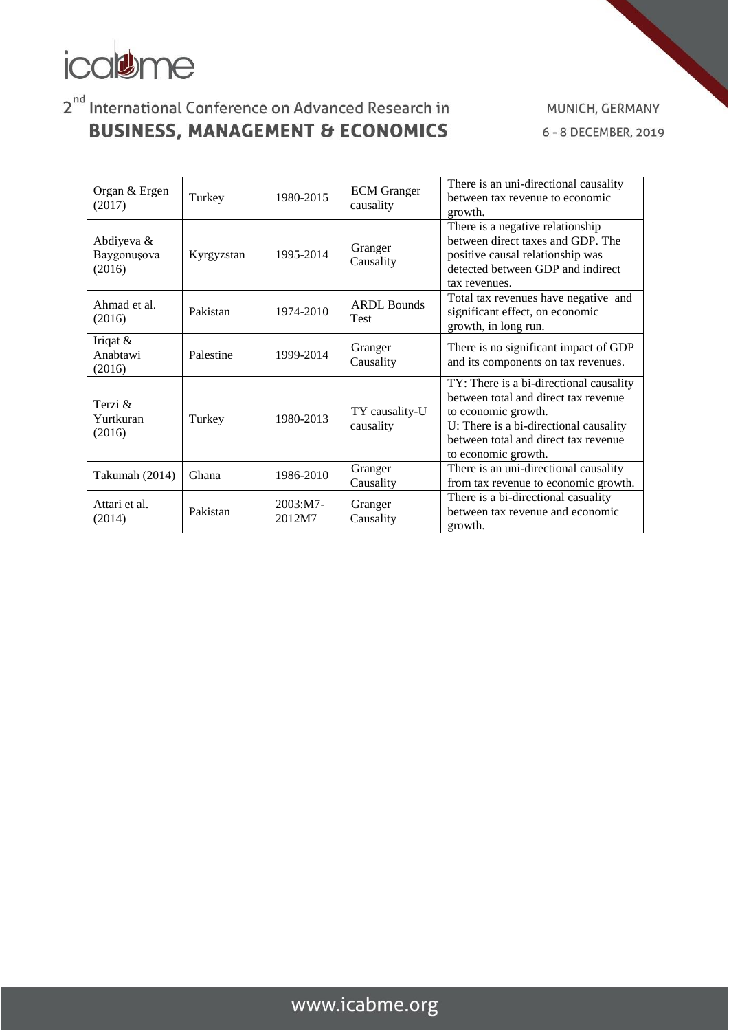| Organ & Ergen (2017) | Turkey | 1980-2015 | ECM Granger causality | There is an uni-directional causality between tax revenue to economic growth. |
|---|---|---|---|---|
| Abdiyeva & Baygonuşova (2016) | Kyrgyzstan | 1995-2014 | Granger Causality | There is a negative relationship between direct taxes and GDP. The positive causal relationship was detected between GDP and indirect tax revenues. |
| Ahmad et al. (2016) | Pakistan | 1974-2010 | ARDL Bounds Test | Total tax revenues have negative and significant effect, on economic growth, in long run. |
| Iriqat & Anabtawi (2016) | Palestine | 1999-2014 | Granger Causality | There is no significant impact of GDP and its components on tax revenues. |
| Terzi & Yurtkuran (2016) | Turkey | 1980-2013 | TY causality-U causality | TY: There is a bi-directional causality between total and direct tax revenue to economic growth. U: There is a bi-directional causality between total and direct tax revenue to economic growth. |
| Takumah (2014) | Ghana | 1986-2010 | Granger Causality | There is an uni-directional causality from tax revenue to economic growth. |
| Attari et al. (2014) | Pakistan | 2003:M7-2012M7 | Granger Causality | There is a bi-directional casuality between tax revenue and economic growth. |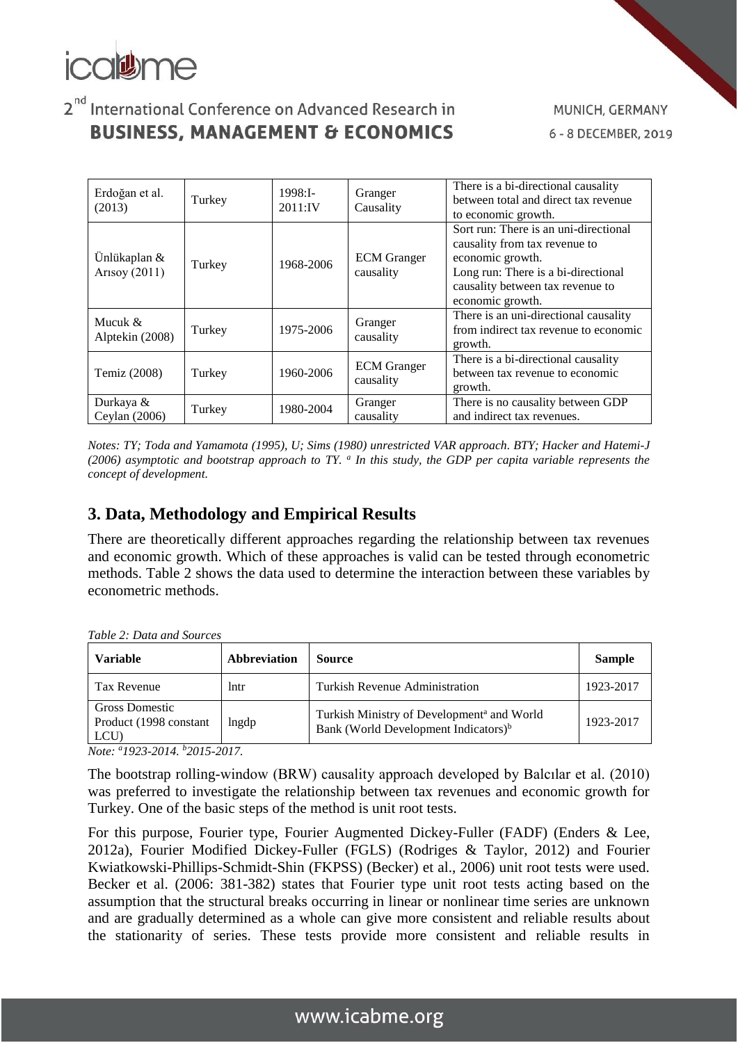| Erdoğan et al. (2013) | Turkey | 1998:I-2011:IV | Granger Causality | There is a bi-directional causality between total and direct tax revenue to economic growth. |
|---|---|---|---|---|
| Ünlükaplan & Arısoy (2011) | Turkey | 1968-2006 | ECM Granger causality | Sort run: There is an uni-directional causality from tax revenue to economic growth. Long run: There is a bi-directional causality between tax revenue to economic growth. |
| Mucuk & Alptekin (2008) | Turkey | 1975-2006 | Granger causality | There is an uni-directional causality from indirect tax revenue to economic growth. |
| Temiz (2008) | Turkey | 1960-2006 | ECM Granger causality | There is a bi-directional causality between tax revenue to economic growth. |
| Durkaya & Ceylan (2006) | Turkey | 1980-2004 | Granger causality | There is no causality between GDP and indirect tax revenues. |

*Notes: TY; Toda and Yamamota (1995), U; Sims (1980) unrestricted VAR approach. BTY; Hacker and Hatemi-J (2006) asymptotic and bootstrap approach to TY. [a] In this study, the GDP per capita variable represents the concept of development.*

## 3. Data, Methodology and Empirical Results

There are theoretically different approaches regarding the relationship between tax revenues and economic growth. Which of these approaches is valid can be tested through econometric methods. Table 2 shows the data used to determine the interaction between these variables by econometric methods.

*Table 2: Data and Sources*

| Variable | Abbreviation | Source | Sample |
|---|---|---|---|
| Tax Revenue | lntr | Turkish Revenue Administration | 1923-2017 |
| Gross Domestic Product (1998 constant LCU) | lngdp | Turkish Ministry of Development[a] and World Bank (World Development Indicators)[b] | 1923-2017 |

*Note: [a]1923-2014. [b]2015-2017.*

The bootstrap rolling-window (BRW) causality approach developed by Balcılar et al. (2010) was preferred to investigate the relationship between tax revenues and economic growth for Turkey. One of the basic steps of the method is unit root tests.

For this purpose, Fourier type, Fourier Augmented Dickey-Fuller (FADF) (Enders & Lee, 2012a), Fourier Modified Dickey-Fuller (FGLS) (Rodriges & Taylor, 2012) and Fourier Kwiatkowski-Phillips-Schmidt-Shin (FKPSS) (Becker) et al., 2006) unit root tests were used. Becker et al. (2006: 381-382) states that Fourier type unit root tests acting based on the assumption that the structural breaks occurring in linear or nonlinear time series are unknown and are gradually determined as a whole can give more consistent and reliable results about the stationarity of series. These tests provide more consistent and reliable results in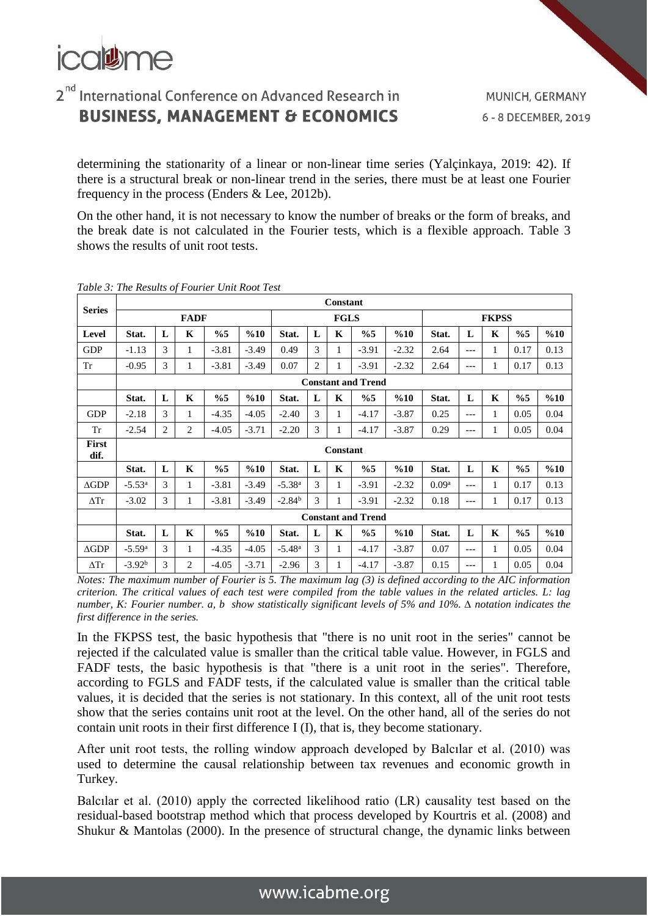determining the stationarity of a linear or non-linear time series (Yalçinkaya, 2019: 42). If there is a structural break or non-linear trend in the series, there must be at least one Fourier frequency in the process (Enders & Lee, 2012b).

On the other hand, it is not necessary to know the number of breaks or the form of breaks, and the break date is not calculated in the Fourier tests, which is a flexible approach. Table 3 shows the results of unit root tests.

*Table 3: The Results of Fourier Unit Root Test*

| Series | Constant | | | | | | | | | | | | | | |
|---|---|---|---|---|---|---|---|---|---|---|---|---|---|---|---|
| | FADF | | | | | FGLS | | | | | FKPSS | | | | |
| Level | Stat. | L | K | %5 | %10 | Stat. | L | K | %5 | %10 | Stat. | L | K | %5 | %10 |
| GDP | -1.13 | 3 | 1 | -3.81 | -3.49 | 0.49 | 3 | 1 | -3.91 | -2.32 | 2.64 | --- | 1 | 0.17 | 0.13 |
| Tr | -0.95 | 3 | 1 | -3.81 | -3.49 | 0.07 | 2 | 1 | -3.91 | -2.32 | 2.64 | --- | 1 | 0.17 | 0.13 |
| | Constant and Trend | | | | | | | | | | | | | | |
| | Stat. | L | K | %5 | %10 | Stat. | L | K | %5 | %10 | Stat. | L | K | %5 | %10 |
| GDP | -2.18 | 3 | 1 | -4.35 | -4.05 | -2.40 | 3 | 1 | -4.17 | -3.87 | 0.25 | --- | 1 | 0.05 | 0.04 |
| Tr | -2.54 | 2 | 2 | -4.05 | -3.71 | -2.20 | 3 | 1 | -4.17 | -3.87 | 0.29 | --- | 1 | 0.05 | 0.04 |
| First dif. | Constant | | | | | | | | | | | | | | |
| | Stat. | L | K | %5 | %10 | Stat. | L | K | %5 | %10 | Stat. | L | K | %5 | %10 |
| ΔGDP | -5.53[a] | 3 | 1 | -3.81 | -3.49 | -5.38[a] | 3 | 1 | -3.91 | -2.32 | 0.09[a] | --- | 1 | 0.17 | 0.13 |
| ΔTr | -3.02 | 3 | 1 | -3.81 | -3.49 | -2.84[b] | 3 | 1 | -3.91 | -2.32 | 0.18 | --- | 1 | 0.17 | 0.13 |
| | Constant and Trend | | | | | | | | | | | | | | |
| | Stat. | L | K | %5 | %10 | Stat. | L | K | %5 | %10 | Stat. | L | K | %5 | %10 |
| ΔGDP | -5.59[a] | 3 | 1 | -4.35 | -4.05 | -5.48[a] | 3 | 1 | -4.17 | -3.87 | 0.07 | --- | 1 | 0.05 | 0.04 |
| ΔTr | -3.92[b] | 3 | 2 | -4.05 | -3.71 | -2.96 | 3 | 1 | -4.17 | -3.87 | 0.15 | --- | 1 | 0.05 | 0.04 |

*Notes: The maximum number of Fourier is 5. The maximum lag (3) is defined according to the AIC information criterion. The critical values of each test were compiled from the table values in the related articles. L: lag number, K: Fourier number. a, b show statistically significant levels of 5% and 10%. Δ notation indicates the first difference in the series.*

In the FKPSS test, the basic hypothesis that "there is no unit root in the series" cannot be rejected if the calculated value is smaller than the critical table value. However, in FGLS and FADF tests, the basic hypothesis is that "there is a unit root in the series". Therefore, according to FGLS and FADF tests, if the calculated value is smaller than the critical table values, it is decided that the series is not stationary. In this context, all of the unit root tests show that the series contains unit root at the level. On the other hand, all of the series do not contain unit roots in their first difference I (I), that is, they become stationary.

After unit root tests, the rolling window approach developed by Balcılar et al. (2010) was used to determine the causal relationship between tax revenues and economic growth in Turkey.

Balcılar et al. (2010) apply the corrected likelihood ratio (LR) causality test based on the residual-based bootstrap method which that process developed by Kourtris et al. (2008) and Shukur & Mantolas (2000). In the presence of structural change, the dynamic links between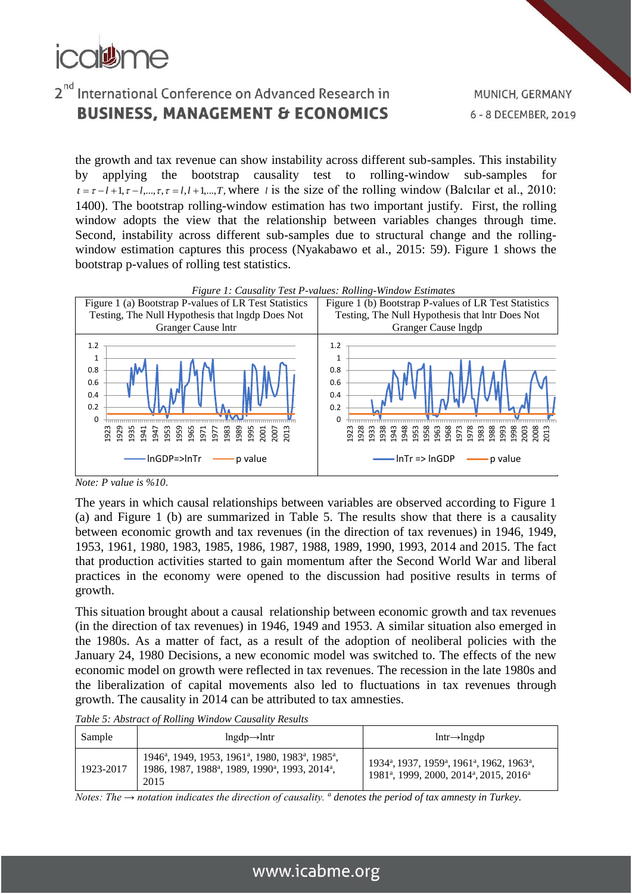the growth and tax revenue can show instability across different sub-samples. This instability by applying the bootstrap causality test to rolling-window sub-samples for $t = \tau - l + 1, \tau - l, ..., \tau, \tau = l, l + 1, ..., T$, where $l$ is the size of the rolling window (Balcılar et al., 2010: 1400). The bootstrap rolling-window estimation has two important justify. First, the rolling window adopts the view that the relationship between variables changes through time. Second, instability across different sub-samples due to structural change and the rolling-window estimation captures this process (Nyakabawo et al., 2015: 59). Figure 1 shows the bootstrap p-values of rolling test statistics.

*Figure 1: Causality Test P-values: Rolling-Window Estimates*

| Figure 1 (a) Bootstrap P-values of LR Test Statistics Testing, The Null Hypothesis that lngdp Does Not Granger Cause lntr | Figure 1 (b) Bootstrap P-values of LR Test Statistics Testing, The Null Hypothesis that lntr Does Not Granger Cause lngdp |
|---|---|

*Note: P value is %10.*

The years in which causal relationships between variables are observed according to Figure 1 (a) and Figure 1 (b) are summarized in Table 5. The results show that there is a causality between economic growth and tax revenues (in the direction of tax revenues) in 1946, 1949, 1953, 1961, 1980, 1983, 1985, 1986, 1987, 1988, 1989, 1990, 1993, 2014 and 2015. The fact that production activities started to gain momentum after the Second World War and liberal practices in the economy were opened to the discussion had positive results in terms of growth.

This situation brought about a causal relationship between economic growth and tax revenues (in the direction of tax revenues) in 1946, 1949 and 1953. A similar situation also emerged in the 1980s. As a matter of fact, as a result of the adoption of neoliberal policies with the January 24, 1980 Decisions, a new economic model was switched to. The effects of the new economic model on growth were reflected in tax revenues. The recession in the late 1980s and the liberalization of capital movements also led to fluctuations in tax revenues through growth. The causality in 2014 can be attributed to tax amnesties.

*Table 5: Abstract of Rolling Window Causality Results*

| Sample | lngdp→lntr | lntr→lngdp |
|---|---|---|
| 1923-2017 | 1946[a], 1949, 1953, 1961[a], 1980, 1983[a], 1985[a], 1986, 1987, 1988[a], 1989, 1990[a], 1993, 2014[a], 2015 | 1934[a], 1937, 1959[a], 1961[a], 1962, 1963[a], 1981[a], 1999, 2000, 2014[a], 2015, 2016[a] |

*Notes: The → notation indicates the direction of causality. [a] denotes the period of tax amnesty in Turkey.*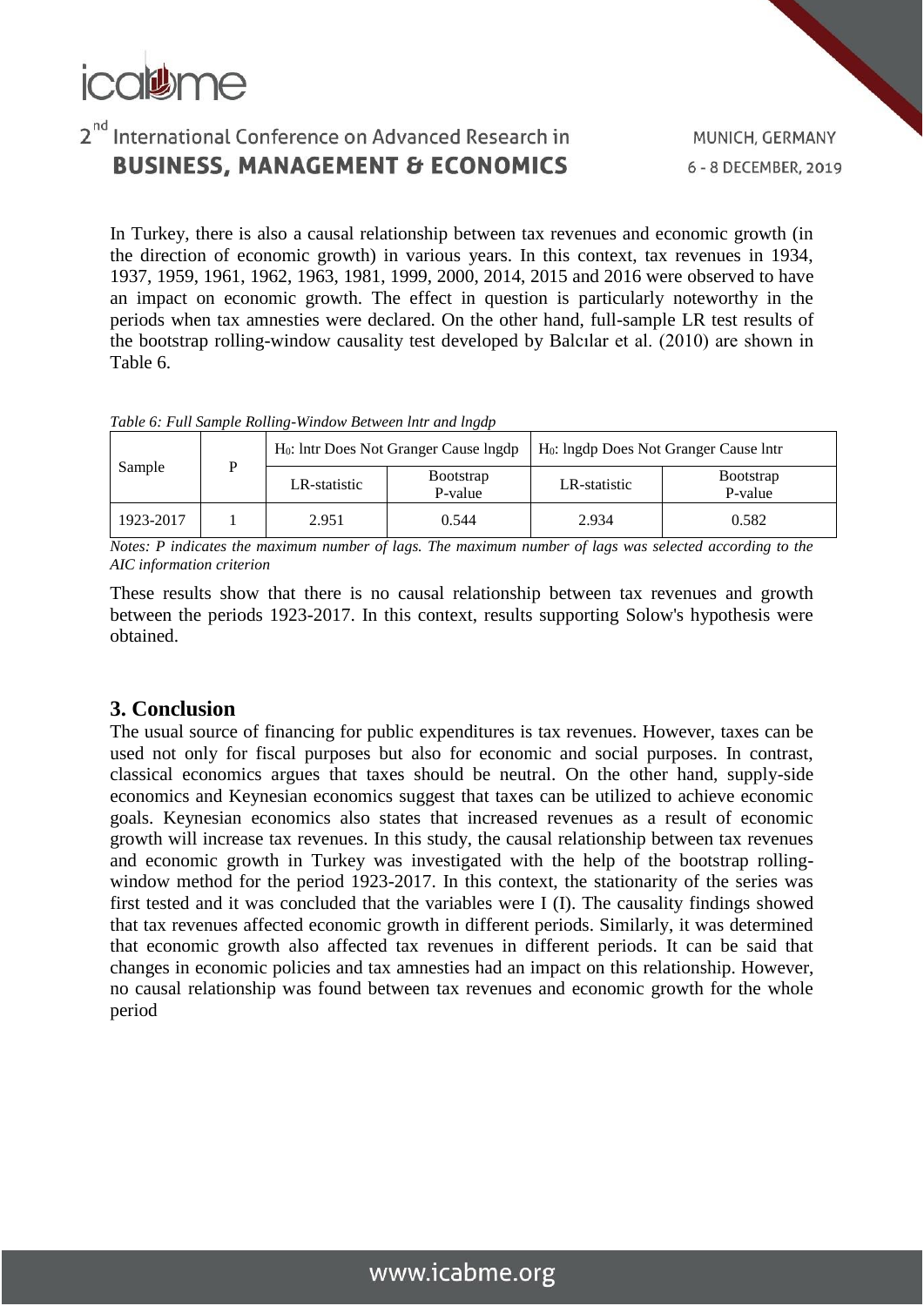In Turkey, there is also a causal relationship between tax revenues and economic growth (in the direction of economic growth) in various years. In this context, tax revenues in 1934, 1937, 1959, 1961, 1962, 1963, 1981, 1999, 2000, 2014, 2015 and 2016 were observed to have an impact on economic growth. The effect in question is particularly noteworthy in the periods when tax amnesties were declared. On the other hand, full-sample LR test results of the bootstrap rolling-window causality test developed by Balcılar et al. (2010) are shown in Table 6.

*Table 6: Full Sample Rolling-Window Between lntr and lngdp*

| Sample | P | $H_0$: lntr Does Not Granger Cause lngdp | | $H_0$: lngdp Does Not Granger Cause lntr | |
|---|---|---|---|---|---|
| | | LR-statistic | Bootstrap P-value | LR-statistic | Bootstrap P-value |
| 1923-2017 | 1 | 2.951 | 0.544 | 2.934 | 0.582 |

*Notes: P indicates the maximum number of lags. The maximum number of lags was selected according to the AIC information criterion*

These results show that there is no causal relationship between tax revenues and growth between the periods 1923-2017. In this context, results supporting Solow's hypothesis were obtained.

## 3. Conclusion

The usual source of financing for public expenditures is tax revenues. However, taxes can be used not only for fiscal purposes but also for economic and social purposes. In contrast, classical economics argues that taxes should be neutral. On the other hand, supply-side economics and Keynesian economics suggest that taxes can be utilized to achieve economic goals. Keynesian economics also states that increased revenues as a result of economic growth will increase tax revenues. In this study, the causal relationship between tax revenues and economic growth in Turkey was investigated with the help of the bootstrap rolling-window method for the period 1923-2017. In this context, the stationarity of the series was first tested and it was concluded that the variables were I (I). The causality findings showed that tax revenues affected economic growth in different periods. Similarly, it was determined that economic growth also affected tax revenues in different periods. It can be said that changes in economic policies and tax amnesties had an impact on this relationship. However, no causal relationship was found between tax revenues and economic growth for the whole period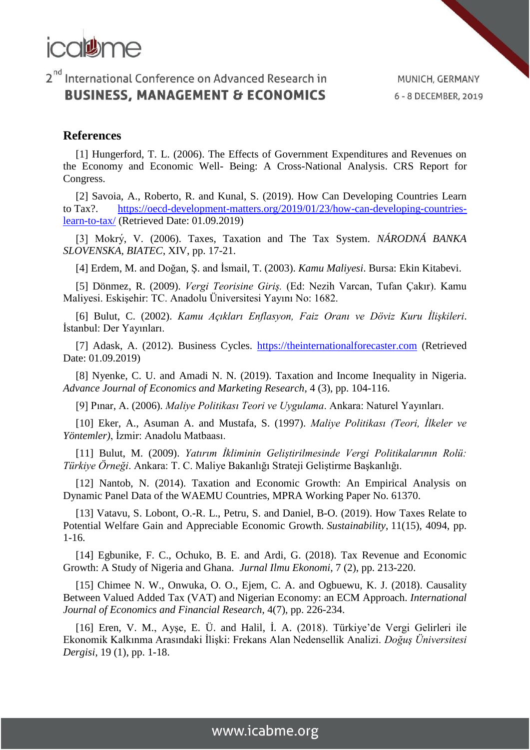## References

[1] Hungerford, T. L. (2006). The Effects of Government Expenditures and Revenues on the Economy and Economic Well- Being: A Cross-National Analysis. CRS Report for Congress.

[2] Savoia, A., Roberto, R. and Kunal, S. (2019). How Can Developing Countries Learn to Tax?. https://oecd-development-matters.org/2019/01/23/how-can-developing-countries-learn-to-tax/ (Retrieved Date: 01.09.2019)

[3] Mokrý, V. (2006). Taxes, Taxation and The Tax System. *NÁRODNÁ BANKA SLOVENSKA, BIATEC*, XIV, pp. 17-21.

[4] Erdem, M. and Doğan, Ş. and İsmail, T. (2003). *Kamu Maliyesi*. Bursa: Ekin Kitabevi.

[5] Dönmez, R. (2009). *Vergi Teorisine Giriş.* (Ed: Nezih Varcan, Tufan Çakır). Kamu Maliyesi. Eskişehir: TC. Anadolu Üniversitesi Yayını No: 1682.

[6] Bulut, C. (2002). *Kamu Açıkları Enflasyon, Faiz Oranı ve Döviz Kuru İlişkileri*. İstanbul: Der Yayınları.

[7] Adask, A. (2012). Business Cycles. https://theinternationalforecaster.com (Retrieved Date: 01.09.2019)

[8] Nyenke, C. U. and Amadi N. N. (2019). Taxation and Income Inequality in Nigeria. *Advance Journal of Economics and Marketing Research*, 4 (3), pp. 104-116.

[9] Pınar, A. (2006). *Maliye Politikası Teori ve Uygulama*. Ankara: Naturel Yayınları.

[10] Eker, A., Asuman A. and Mustafa, S. (1997). *Maliye Politikası (Teori, İlkeler ve Yöntemler)*, İzmir: Anadolu Matbaası.

[11] Bulut, M. (2009). *Yatırım İkliminin Geliştirilmesinde Vergi Politikalarının Rolü: Türkiye Örneği*. Ankara: T. C. Maliye Bakanlığı Strateji Geliştirme Başkanlığı.

[12] Nantob, N. (2014). Taxation and Economic Growth: An Empirical Analysis on Dynamic Panel Data of the WAEMU Countries, MPRA Working Paper No. 61370.

[13] Vatavu, S. Lobont, O.-R. L., Petru, S. and Daniel, B-O. (2019). How Taxes Relate to Potential Welfare Gain and Appreciable Economic Growth. *Sustainability*, 11(15), 4094, pp. 1-16.

[14] Egbunike, F. C., Ochuko, B. E. and Ardi, G. (2018). Tax Revenue and Economic Growth: A Study of Nigeria and Ghana. *Jurnal Ilmu Ekonomi*, 7 (2), pp. 213-220.

[15] Chimee N. W., Onwuka, O. O., Ejem, C. A. and Ogbuewu, K. J. (2018). Causality Between Valued Added Tax (VAT) and Nigerian Economy: an ECM Approach. *International Journal of Economics and Financial Research*, 4(7), pp. 226-234.

[16] Eren, V. M., Ayşe, E. Ü. and Halil, İ. A. (2018). Türkiye'de Vergi Gelirleri ile Ekonomik Kalkınma Arasındaki İlişki: Frekans Alan Nedensellik Analizi. *Doğuş Üniversitesi Dergisi*, 19 (1), pp. 1-18.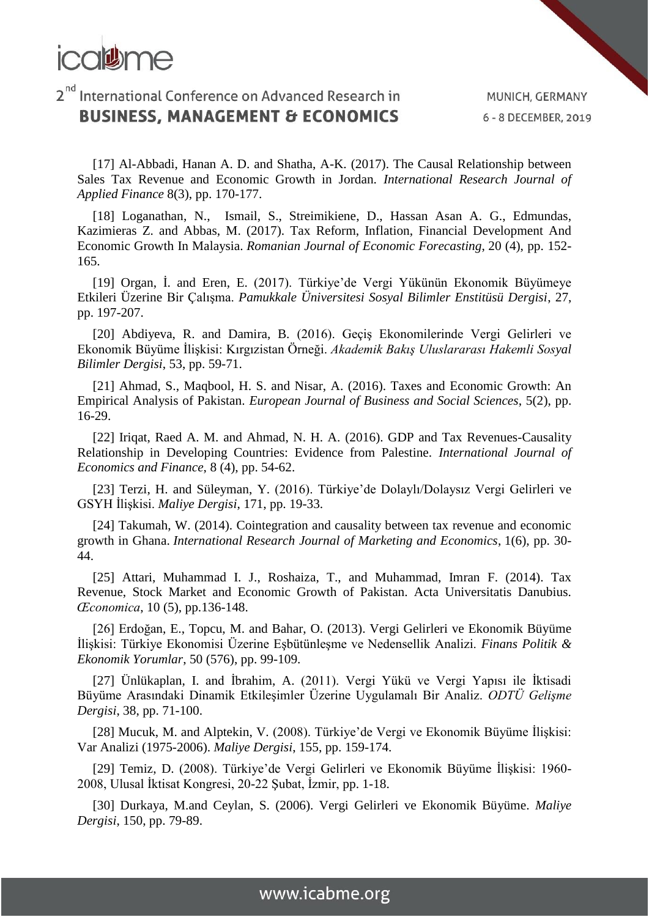[17] Al-Abbadi, Hanan A. D. and Shatha, A-K. (2017). The Causal Relationship between Sales Tax Revenue and Economic Growth in Jordan. *International Research Journal of Applied Finance* 8(3), pp. 170-177.

[18] Loganathan, N., Ismail, S., Streimikiene, D., Hassan Asan A. G., Edmundas, Kazimieras Z. and Abbas, M. (2017). Tax Reform, Inflation, Financial Development And Economic Growth In Malaysia. *Romanian Journal of Economic Forecasting*, 20 (4), pp. 152-165.

[19] Organ, İ. and Eren, E. (2017). Türkiye'de Vergi Yükünün Ekonomik Büyümeye Etkileri Üzerine Bir Çalışma. *Pamukkale Üniversitesi Sosyal Bilimler Enstitüsü Dergisi*, 27, pp. 197-207.

[20] Abdiyeva, R. and Damira, B. (2016). Geçiş Ekonomilerinde Vergi Gelirleri ve Ekonomik Büyüme İlişkisi: Kırgızistan Örneği. *Akademik Bakış Uluslararası Hakemli Sosyal Bilimler Dergisi*, 53, pp. 59-71.

[21] Ahmad, S., Maqbool, H. S. and Nisar, A. (2016). Taxes and Economic Growth: An Empirical Analysis of Pakistan. *European Journal of Business and Social Sciences*, 5(2), pp. 16-29.

[22] Iriqat, Raed A. M. and Ahmad, N. H. A. (2016). GDP and Tax Revenues-Causality Relationship in Developing Countries: Evidence from Palestine. *International Journal of Economics and Finance*, 8 (4), pp. 54-62.

[23] Terzi, H. and Süleyman, Y. (2016). Türkiye'de Dolaylı/Dolaysız Vergi Gelirleri ve GSYH İlişkisi. *Maliye Dergisi*, 171, pp. 19-33.

[24] Takumah, W. (2014). Cointegration and causality between tax revenue and economic growth in Ghana. *International Research Journal of Marketing and Economics*, 1(6), pp. 30-44.

[25] Attari, Muhammad I. J., Roshaiza, T., and Muhammad, Imran F. (2014). Tax Revenue, Stock Market and Economic Growth of Pakistan. Acta Universitatis Danubius. *Œconomica*, 10 (5), pp.136-148.

[26] Erdoğan, E., Topcu, M. and Bahar, O. (2013). Vergi Gelirleri ve Ekonomik Büyüme İlişkisi: Türkiye Ekonomisi Üzerine Eşbütünleşme ve Nedensellik Analizi. *Finans Politik & Ekonomik Yorumlar*, 50 (576), pp. 99-109.

[27] Ünlükaplan, I. and İbrahim, A. (2011). Vergi Yükü ve Vergi Yapısı ile İktisadi Büyüme Arasındaki Dinamik Etkileşimler Üzerine Uygulamalı Bir Analiz. *ODTÜ Gelişme Dergisi*, 38, pp. 71-100.

[28] Mucuk, M. and Alptekin, V. (2008). Türkiye'de Vergi ve Ekonomik Büyüme İlişkisi: Var Analizi (1975-2006). *Maliye Dergisi*, 155, pp. 159-174.

[29] Temiz, D. (2008). Türkiye'de Vergi Gelirleri ve Ekonomik Büyüme İlişkisi: 1960-2008, Ulusal İktisat Kongresi, 20-22 Şubat, İzmir, pp. 1-18.

[30] Durkaya, M.and Ceylan, S. (2006). Vergi Gelirleri ve Ekonomik Büyüme. *Maliye Dergisi*, 150, pp. 79-89.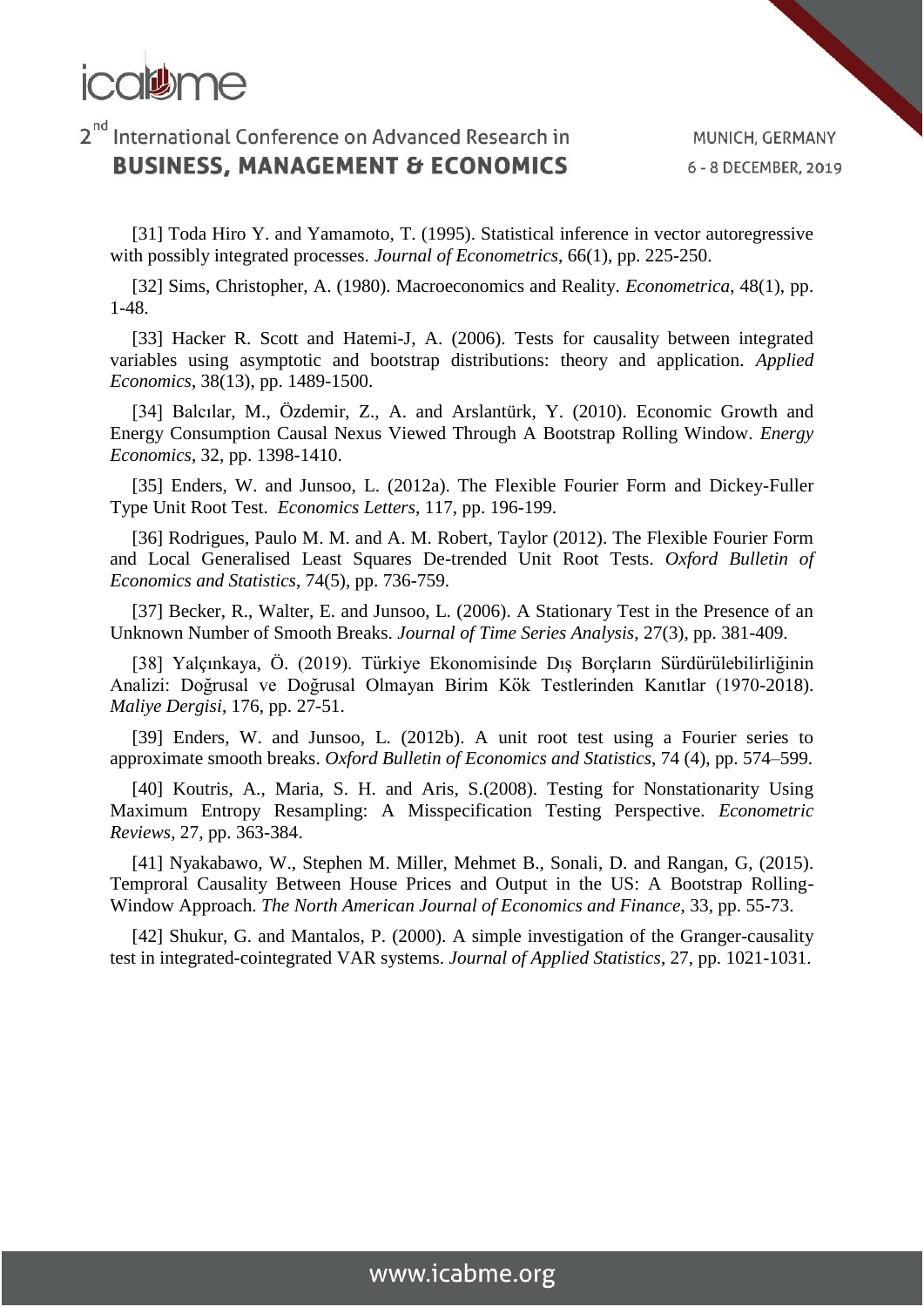[31] Toda Hiro Y. and Yamamoto, T. (1995). Statistical inference in vector autoregressive with possibly integrated processes. *Journal of Econometrics*, 66(1), pp. 225-250.

[32] Sims, Christopher, A. (1980). Macroeconomics and Reality. *Econometrica*, 48(1), pp. 1-48.

[33] Hacker R. Scott and Hatemi-J, A. (2006). Tests for causality between integrated variables using asymptotic and bootstrap distributions: theory and application. *Applied Economics*, 38(13), pp. 1489-1500.

[34] Balcılar, M., Özdemir, Z., A. and Arslantürk, Y. (2010). Economic Growth and Energy Consumption Causal Nexus Viewed Through A Bootstrap Rolling Window. *Energy Economics*, 32, pp. 1398-1410.

[35] Enders, W. and Junsoo, L. (2012a). The Flexible Fourier Form and Dickey-Fuller Type Unit Root Test. *Economics Letters*, 117, pp. 196-199.

[36] Rodrigues, Paulo M. M. and A. M. Robert, Taylor (2012). The Flexible Fourier Form and Local Generalised Least Squares De-trended Unit Root Tests. *Oxford Bulletin of Economics and Statistics*, 74(5), pp. 736-759.

[37] Becker, R., Walter, E. and Junsoo, L. (2006). A Stationary Test in the Presence of an Unknown Number of Smooth Breaks. *Journal of Time Series Analysis*, 27(3), pp. 381-409.

[38] Yalçınkaya, Ö. (2019). Türkiye Ekonomisinde Dış Borçların Sürdürülebilirliğinin Analizi: Doğrusal ve Doğrusal Olmayan Birim Kök Testlerinden Kanıtlar (1970-2018). *Maliye Dergisi*, 176, pp. 27-51.

[39] Enders, W. and Junsoo, L. (2012b). A unit root test using a Fourier series to approximate smooth breaks. *Oxford Bulletin of Economics and Statistics*, 74 (4), pp. 574–599.

[40] Koutris, A., Maria, S. H. and Aris, S.(2008). Testing for Nonstationarity Using Maximum Entropy Resampling: A Misspecification Testing Perspective. *Econometric Reviews*, 27, pp. 363-384.

[41] Nyakabawo, W., Stephen M. Miller, Mehmet B., Sonali, D. and Rangan, G, (2015). Temproral Causality Between House Prices and Output in the US: A Bootstrap Rolling-Window Approach. *The North American Journal of Economics and Finance*, 33, pp. 55-73.

[42] Shukur, G. and Mantalos, P. (2000). A simple investigation of the Granger-causality test in integrated-cointegrated VAR systems. *Journal of Applied Statistics*, 27, pp. 1021-1031.